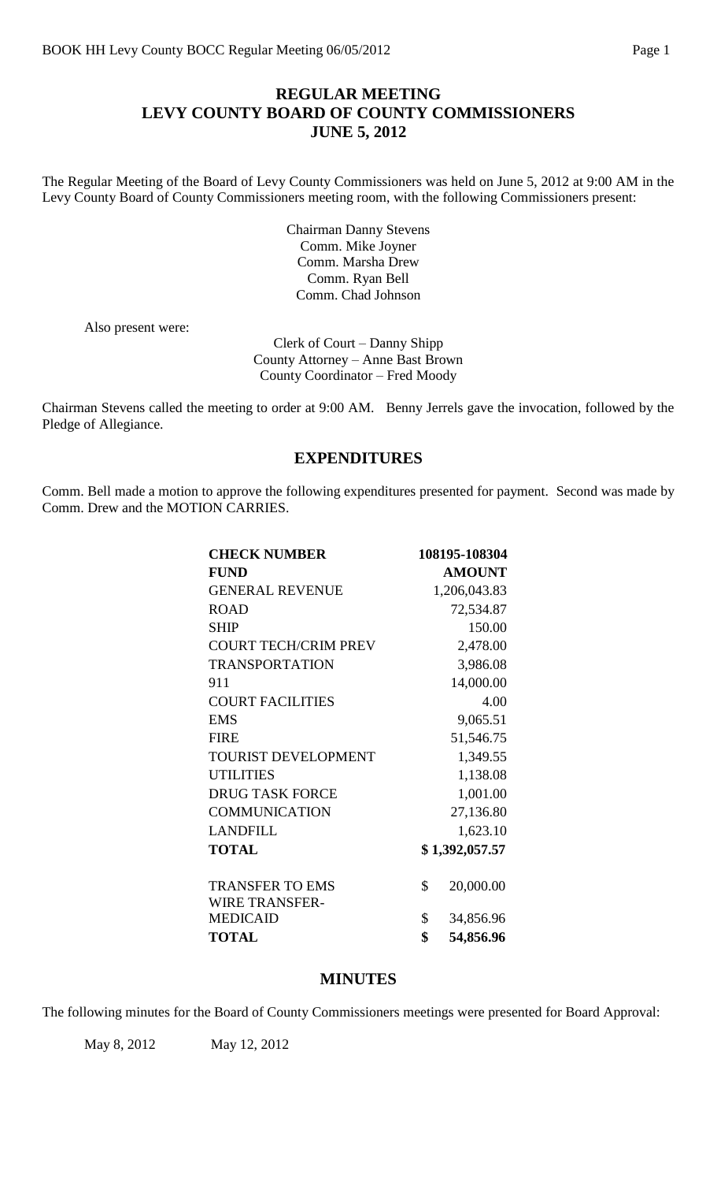# REGULAR MEETING
# LEVY COUNTY BOARD OF COUNTY COMMISSIONERS
# JUNE 5, 2012

The Regular Meeting of the Board of Levy County Commissioners was held on June 5, 2012 at 9:00 AM in the Levy County Board of County Commissioners meeting room, with the following Commissioners present:

Chairman Danny Stevens
Comm. Mike Joyner
Comm. Marsha Drew
Comm. Ryan Bell
Comm. Chad Johnson

Also present were:

Clerk of Court – Danny Shipp
County Attorney – Anne Bast Brown
County Coordinator – Fred Moody

Chairman Stevens called the meeting to order at 9:00 AM. Benny Jerrels gave the invocation, followed by the Pledge of Allegiance.

## EXPENDITURES

Comm. Bell made a motion to approve the following expenditures presented for payment. Second was made by Comm. Drew and the MOTION CARRIES.

| **CHECK NUMBER** | **108195-108304** |
|---|---|
| **FUND** | **AMOUNT** |
| GENERAL REVENUE | 1,206,043.83 |
| ROAD | 72,534.87 |
| SHIP | 150.00 |
| COURT TECH/CRIM PREV | 2,478.00 |
| TRANSPORTATION | 3,986.08 |
| 911 | 14,000.00 |
| COURT FACILITIES | 4.00 |
| EMS | 9,065.51 |
| FIRE | 51,546.75 |
| TOURIST DEVELOPMENT | 1,349.55 |
| UTILITIES | 1,138.08 |
| DRUG TASK FORCE | 1,001.00 |
| COMMUNICATION | 27,136.80 |
| LANDFILL | 1,623.10 |
| **TOTAL** | **$ 1,392,057.57** |
| | |
| TRANSFER TO EMS | $ 20,000.00 |
| WIRE TRANSFER-MEDICAID | $ 34,856.96 |
| **TOTAL** | **$ 54,856.96** |

## MINUTES

The following minutes for the Board of County Commissioners meetings were presented for Board Approval:

May 8, 2012 May 12, 2012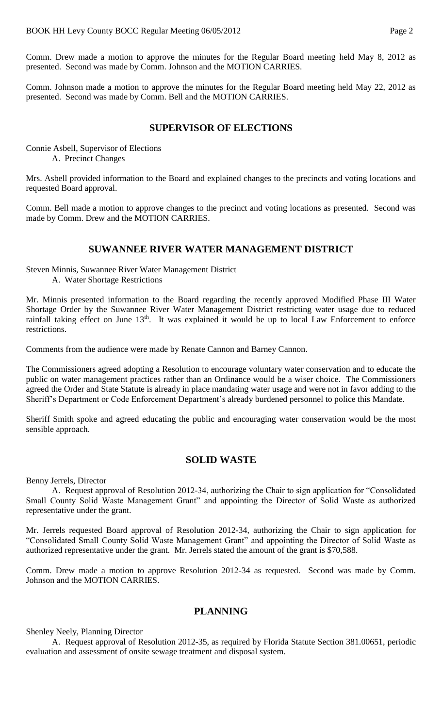Comm. Drew made a motion to approve the minutes for the Regular Board meeting held May 8, 2012 as presented. Second was made by Comm. Johnson and the MOTION CARRIES.

Comm. Johnson made a motion to approve the minutes for the Regular Board meeting held May 22, 2012 as presented. Second was made by Comm. Bell and the MOTION CARRIES.

## SUPERVISOR OF ELECTIONS

Connie Asbell, Supervisor of Elections

A. Precinct Changes

Mrs. Asbell provided information to the Board and explained changes to the precincts and voting locations and requested Board approval.

Comm. Bell made a motion to approve changes to the precinct and voting locations as presented. Second was made by Comm. Drew and the MOTION CARRIES.

## SUWANNEE RIVER WATER MANAGEMENT DISTRICT

Steven Minnis, Suwannee River Water Management District

A. Water Shortage Restrictions

Mr. Minnis presented information to the Board regarding the recently approved Modified Phase III Water Shortage Order by the Suwannee River Water Management District restricting water usage due to reduced rainfall taking effect on June 13th. It was explained it would be up to local Law Enforcement to enforce restrictions.

Comments from the audience were made by Renate Cannon and Barney Cannon.

The Commissioners agreed adopting a Resolution to encourage voluntary water conservation and to educate the public on water management practices rather than an Ordinance would be a wiser choice. The Commissioners agreed the Order and State Statute is already in place mandating water usage and were not in favor adding to the Sheriff's Department or Code Enforcement Department's already burdened personnel to police this Mandate.

Sheriff Smith spoke and agreed educating the public and encouraging water conservation would be the most sensible approach.

## SOLID WASTE

Benny Jerrels, Director

A. Request approval of Resolution 2012-34, authorizing the Chair to sign application for "Consolidated Small County Solid Waste Management Grant" and appointing the Director of Solid Waste as authorized representative under the grant.

Mr. Jerrels requested Board approval of Resolution 2012-34, authorizing the Chair to sign application for "Consolidated Small County Solid Waste Management Grant" and appointing the Director of Solid Waste as authorized representative under the grant. Mr. Jerrels stated the amount of the grant is $70,588.

Comm. Drew made a motion to approve Resolution 2012-34 as requested. Second was made by Comm. Johnson and the MOTION CARRIES.

## PLANNING

Shenley Neely, Planning Director

A. Request approval of Resolution 2012-35, as required by Florida Statute Section 381.00651, periodic evaluation and assessment of onsite sewage treatment and disposal system.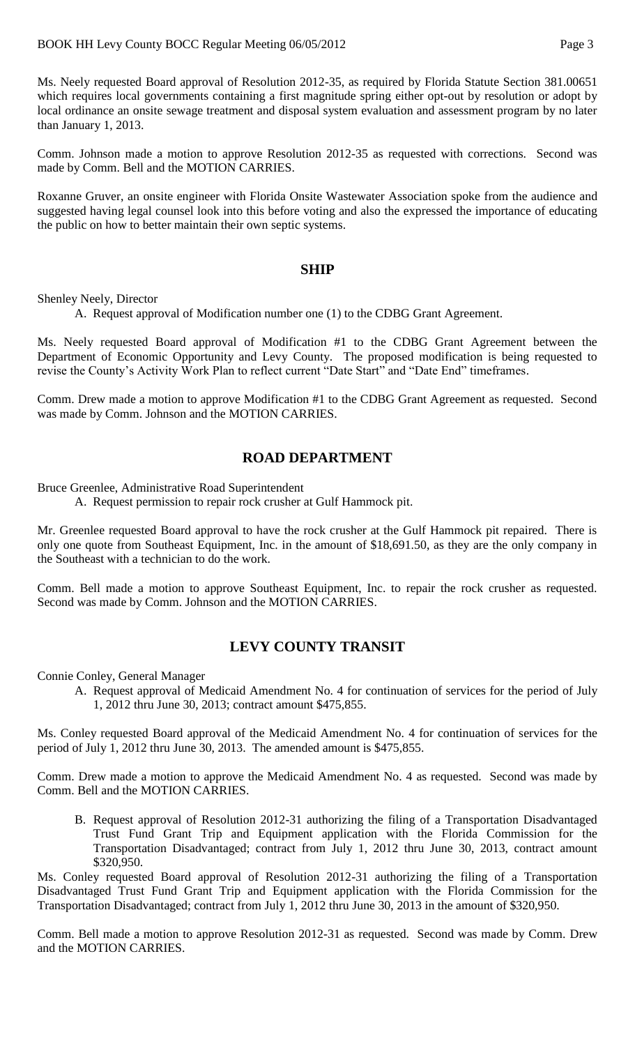Ms. Neely requested Board approval of Resolution 2012-35, as required by Florida Statute Section 381.00651 which requires local governments containing a first magnitude spring either opt-out by resolution or adopt by local ordinance an onsite sewage treatment and disposal system evaluation and assessment program by no later than January 1, 2013.

Comm. Johnson made a motion to approve Resolution 2012-35 as requested with corrections. Second was made by Comm. Bell and the MOTION CARRIES.

Roxanne Gruver, an onsite engineer with Florida Onsite Wastewater Association spoke from the audience and suggested having legal counsel look into this before voting and also the expressed the importance of educating the public on how to better maintain their own septic systems.

## SHIP

Shenley Neely, Director

A. Request approval of Modification number one (1) to the CDBG Grant Agreement.

Ms. Neely requested Board approval of Modification #1 to the CDBG Grant Agreement between the Department of Economic Opportunity and Levy County. The proposed modification is being requested to revise the County's Activity Work Plan to reflect current "Date Start" and "Date End" timeframes.

Comm. Drew made a motion to approve Modification #1 to the CDBG Grant Agreement as requested. Second was made by Comm. Johnson and the MOTION CARRIES.

## ROAD DEPARTMENT

Bruce Greenlee, Administrative Road Superintendent

A. Request permission to repair rock crusher at Gulf Hammock pit.

Mr. Greenlee requested Board approval to have the rock crusher at the Gulf Hammock pit repaired. There is only one quote from Southeast Equipment, Inc. in the amount of $18,691.50, as they are the only company in the Southeast with a technician to do the work.

Comm. Bell made a motion to approve Southeast Equipment, Inc. to repair the rock crusher as requested. Second was made by Comm. Johnson and the MOTION CARRIES.

## LEVY COUNTY TRANSIT

Connie Conley, General Manager

A. Request approval of Medicaid Amendment No. 4 for continuation of services for the period of July 1, 2012 thru June 30, 2013; contract amount $475,855.

Ms. Conley requested Board approval of the Medicaid Amendment No. 4 for continuation of services for the period of July 1, 2012 thru June 30, 2013. The amended amount is $475,855.

Comm. Drew made a motion to approve the Medicaid Amendment No. 4 as requested. Second was made by Comm. Bell and the MOTION CARRIES.

B. Request approval of Resolution 2012-31 authorizing the filing of a Transportation Disadvantaged Trust Fund Grant Trip and Equipment application with the Florida Commission for the Transportation Disadvantaged; contract from July 1, 2012 thru June 30, 2013, contract amount $320,950.

Ms. Conley requested Board approval of Resolution 2012-31 authorizing the filing of a Transportation Disadvantaged Trust Fund Grant Trip and Equipment application with the Florida Commission for the Transportation Disadvantaged; contract from July 1, 2012 thru June 30, 2013 in the amount of $320,950.

Comm. Bell made a motion to approve Resolution 2012-31 as requested. Second was made by Comm. Drew and the MOTION CARRIES.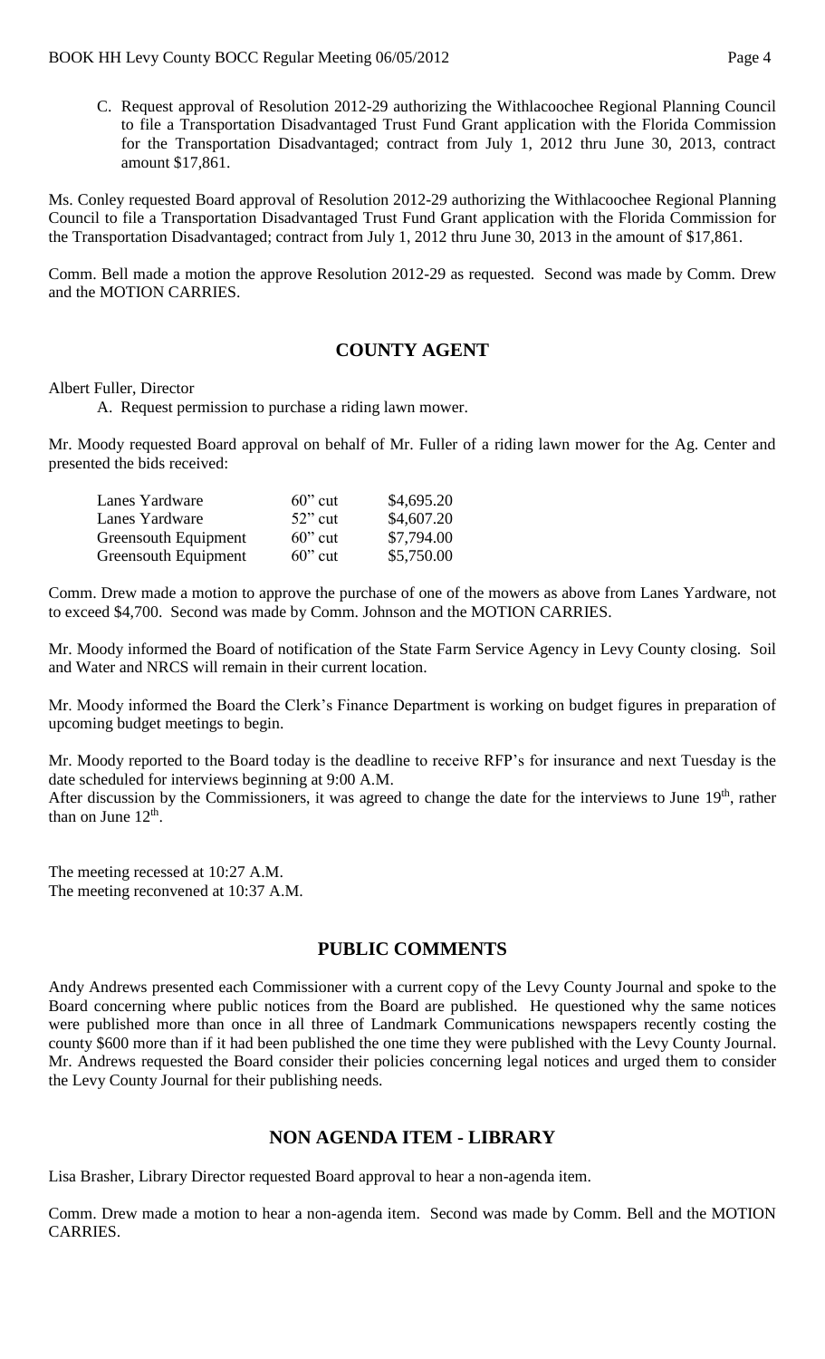C. Request approval of Resolution 2012-29 authorizing the Withlacoochee Regional Planning Council to file a Transportation Disadvantaged Trust Fund Grant application with the Florida Commission for the Transportation Disadvantaged; contract from July 1, 2012 thru June 30, 2013, contract amount $17,861.

Ms. Conley requested Board approval of Resolution 2012-29 authorizing the Withlacoochee Regional Planning Council to file a Transportation Disadvantaged Trust Fund Grant application with the Florida Commission for the Transportation Disadvantaged; contract from July 1, 2012 thru June 30, 2013 in the amount of $17,861.

Comm. Bell made a motion the approve Resolution 2012-29 as requested. Second was made by Comm. Drew and the MOTION CARRIES.

## COUNTY AGENT

Albert Fuller, Director

A. Request permission to purchase a riding lawn mower.

Mr. Moody requested Board approval on behalf of Mr. Fuller of a riding lawn mower for the Ag. Center and presented the bids received:

| | | |
|---|---|---|
| Lanes Yardware | 60" cut | $4,695.20 |
| Lanes Yardware | 52" cut | $4,607.20 |
| Greensouth Equipment | 60" cut | $7,794.00 |
| Greensouth Equipment | 60" cut | $5,750.00 |

Comm. Drew made a motion to approve the purchase of one of the mowers as above from Lanes Yardware, not to exceed $4,700. Second was made by Comm. Johnson and the MOTION CARRIES.

Mr. Moody informed the Board of notification of the State Farm Service Agency in Levy County closing. Soil and Water and NRCS will remain in their current location.

Mr. Moody informed the Board the Clerk's Finance Department is working on budget figures in preparation of upcoming budget meetings to begin.

Mr. Moody reported to the Board today is the deadline to receive RFP's for insurance and next Tuesday is the date scheduled for interviews beginning at 9:00 A.M.
After discussion by the Commissioners, it was agreed to change the date for the interviews to June 19th, rather than on June 12th.

The meeting recessed at 10:27 A.M.
The meeting reconvened at 10:37 A.M.

## PUBLIC COMMENTS

Andy Andrews presented each Commissioner with a current copy of the Levy County Journal and spoke to the Board concerning where public notices from the Board are published. He questioned why the same notices were published more than once in all three of Landmark Communications newspapers recently costing the county $600 more than if it had been published the one time they were published with the Levy County Journal. Mr. Andrews requested the Board consider their policies concerning legal notices and urged them to consider the Levy County Journal for their publishing needs.

## NON AGENDA ITEM - LIBRARY

Lisa Brasher, Library Director requested Board approval to hear a non-agenda item.

Comm. Drew made a motion to hear a non-agenda item. Second was made by Comm. Bell and the MOTION CARRIES.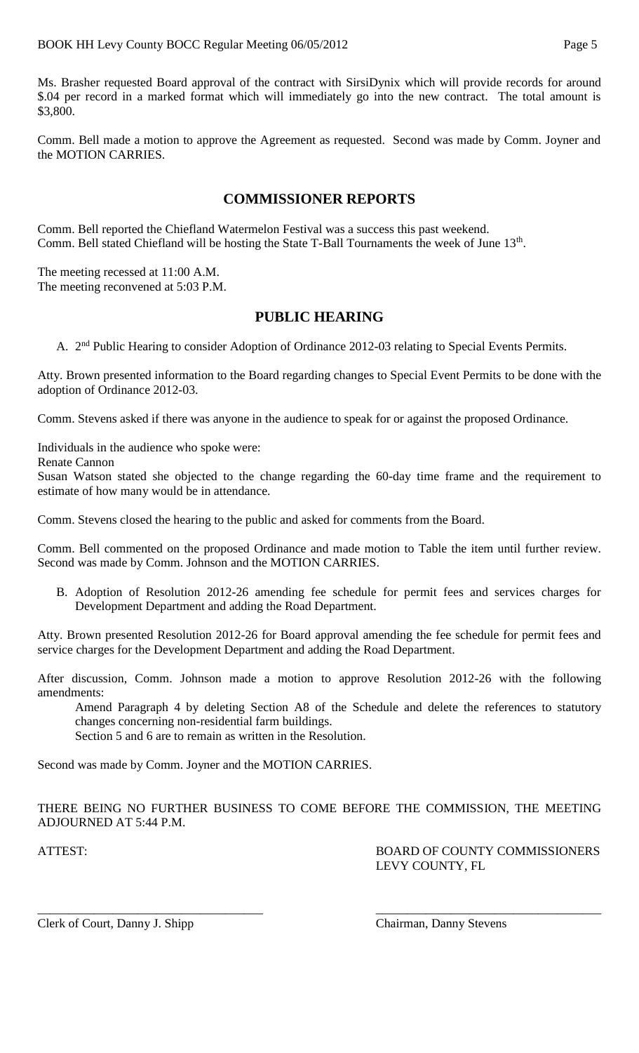Ms. Brasher requested Board approval of the contract with SirsiDynix which will provide records for around \$.04 per record in a marked format which will immediately go into the new contract. The total amount is \$3,800.

Comm. Bell made a motion to approve the Agreement as requested. Second was made by Comm. Joyner and the MOTION CARRIES.

## COMMISSIONER REPORTS

Comm. Bell reported the Chiefland Watermelon Festival was a success this past weekend.
Comm. Bell stated Chiefland will be hosting the State T-Ball Tournaments the week of June 13th.

The meeting recessed at 11:00 A.M.
The meeting reconvened at 5:03 P.M.

## PUBLIC HEARING

A. 2nd Public Hearing to consider Adoption of Ordinance 2012-03 relating to Special Events Permits.

Atty. Brown presented information to the Board regarding changes to Special Event Permits to be done with the adoption of Ordinance 2012-03.

Comm. Stevens asked if there was anyone in the audience to speak for or against the proposed Ordinance.

Individuals in the audience who spoke were:
Renate Cannon
Susan Watson stated she objected to the change regarding the 60-day time frame and the requirement to estimate of how many would be in attendance.

Comm. Stevens closed the hearing to the public and asked for comments from the Board.

Comm. Bell commented on the proposed Ordinance and made motion to Table the item until further review. Second was made by Comm. Johnson and the MOTION CARRIES.

B. Adoption of Resolution 2012-26 amending fee schedule for permit fees and services charges for Development Department and adding the Road Department.

Atty. Brown presented Resolution 2012-26 for Board approval amending the fee schedule for permit fees and service charges for the Development Department and adding the Road Department.

After discussion, Comm. Johnson made a motion to approve Resolution 2012-26 with the following amendments:

Amend Paragraph 4 by deleting Section A8 of the Schedule and delete the references to statutory changes concerning non-residential farm buildings.
Section 5 and 6 are to remain as written in the Resolution.

Second was made by Comm. Joyner and the MOTION CARRIES.

THERE BEING NO FURTHER BUSINESS TO COME BEFORE THE COMMISSION, THE MEETING ADJOURNED AT 5:44 P.M.

ATTEST:

BOARD OF COUNTY COMMISSIONERS
LEVY COUNTY, FL

\_\_\_\_\_\_\_\_\_\_\_\_\_\_\_\_\_\_\_\_\_\_\_\_\_\_\_\_\_\_\_\_\_\_\_
Clerk of Court, Danny J. Shipp

\_\_\_\_\_\_\_\_\_\_\_\_\_\_\_\_\_\_\_\_\_\_\_\_\_\_\_\_\_\_\_\_\_\_\_
Chairman, Danny Stevens